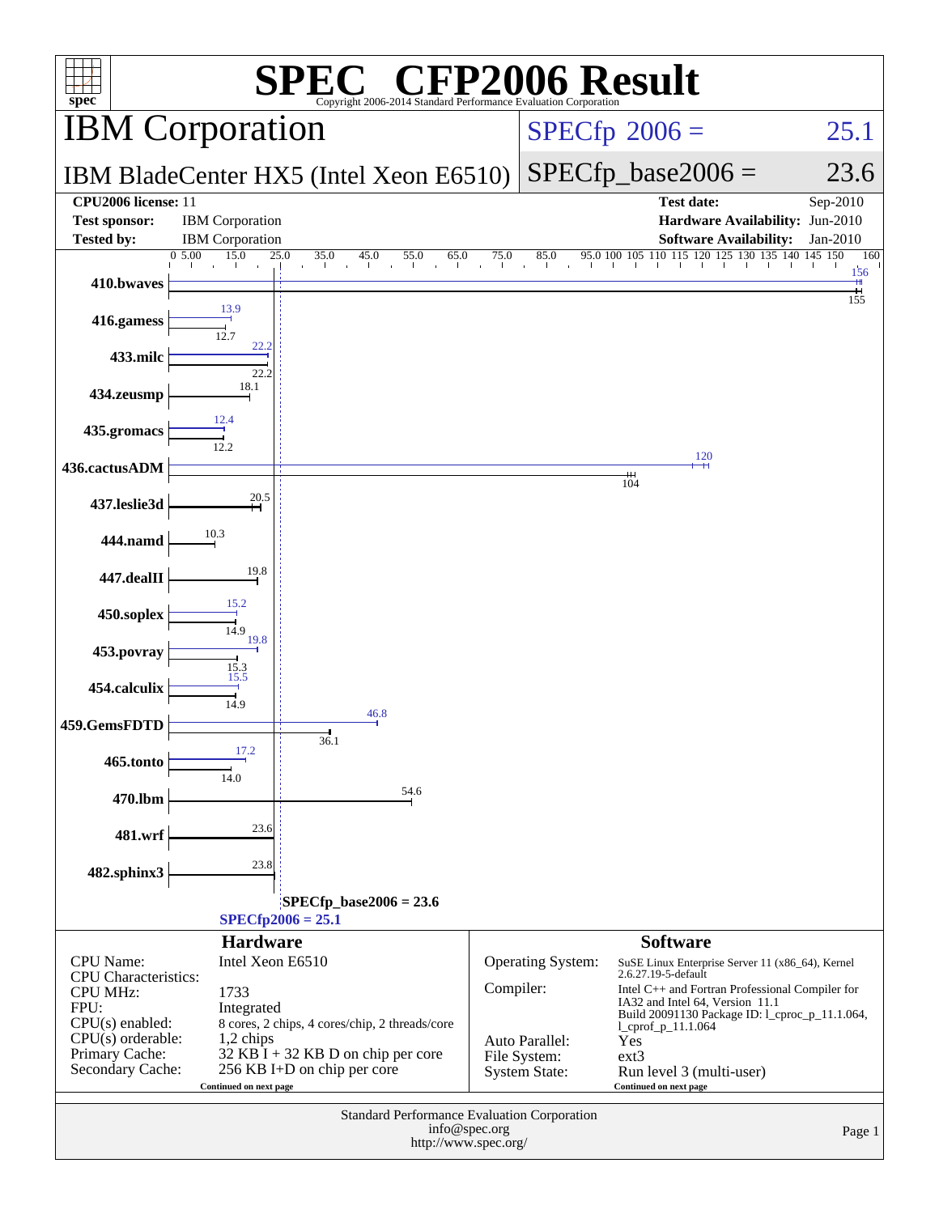# SPEC CFP2006 Result

Copyright 2006-2014 Standard Performance Evaluation Corporation

## IBM Corporation

**IBM BladeCenter HX5 (Intel Xeon E6510)**

SPECfp 2006 = 25.1

SPECfp_base2006 = 23.6

| | | | |
|---|---|---|---|
| **CPU2006 license:** 11 | | **Test date:** | Sep-2010 |
| **Test sponsor:** | IBM Corporation | **Hardware Availability:** | Jun-2010 |
| **Tested by:** | IBM Corporation | **Software Availability:** | Jan-2010 |

| Benchmark | Peak | Base |
|---|---|---|
| 410.bwaves | 156 | 155 |
| 416.gamess | 13.9 | 12.7 |
| 433.milc | 22.2 | 22.2 |
| 434.zeusmp | | 18.1 |
| 435.gromacs | 12.4 | 12.2 |
| 436.cactusADM | 120 | 104 |
| 437.leslie3d | | 20.5 |
| 444.namd | | 10.3 |
| 447.dealII | | 19.8 |
| 450.soplex | 15.2 | 14.9 |
| 453.povray | 19.8 | 15.3 |
| 454.calculix | 15.5 | 14.9 |
| 459.GemsFDTD | 46.8 | 36.1 |
| 465.tonto | 17.2 | 14.0 |
| 470.lbm | | 54.6 |
| 481.wrf | | 23.6 |
| 482.sphinx3 | | 23.8 |

SPECfp_base2006 = 23.6

SPECfp2006 = 25.1

### Hardware

| | |
|---|---|
| CPU Name: | Intel Xeon E6510 |
| CPU Characteristics: | |
| CPU MHz: | 1733 |
| FPU: | Integrated |
| CPU(s) enabled: | 8 cores, 2 chips, 4 cores/chip, 2 threads/core |
| CPU(s) orderable: | 1,2 chips |
| Primary Cache: | 32 KB I + 32 KB D on chip per core |
| Secondary Cache: | 256 KB I+D on chip per core |

Continued on next page

### Software

| | |
|---|---|
| Operating System: | SuSE Linux Enterprise Server 11 (x86_64), Kernel 2.6.27.19-5-default |
| Compiler: | Intel C++ and Fortran Professional Compiler for IA32 and Intel 64, Version 11.1 Build 20091130 Package ID: l_cproc_p_11.1.064, l_cprof_p_11.1.064 |
| Auto Parallel: | Yes |
| File System: | ext3 |
| System State: | Run level 3 (multi-user) |

Continued on next page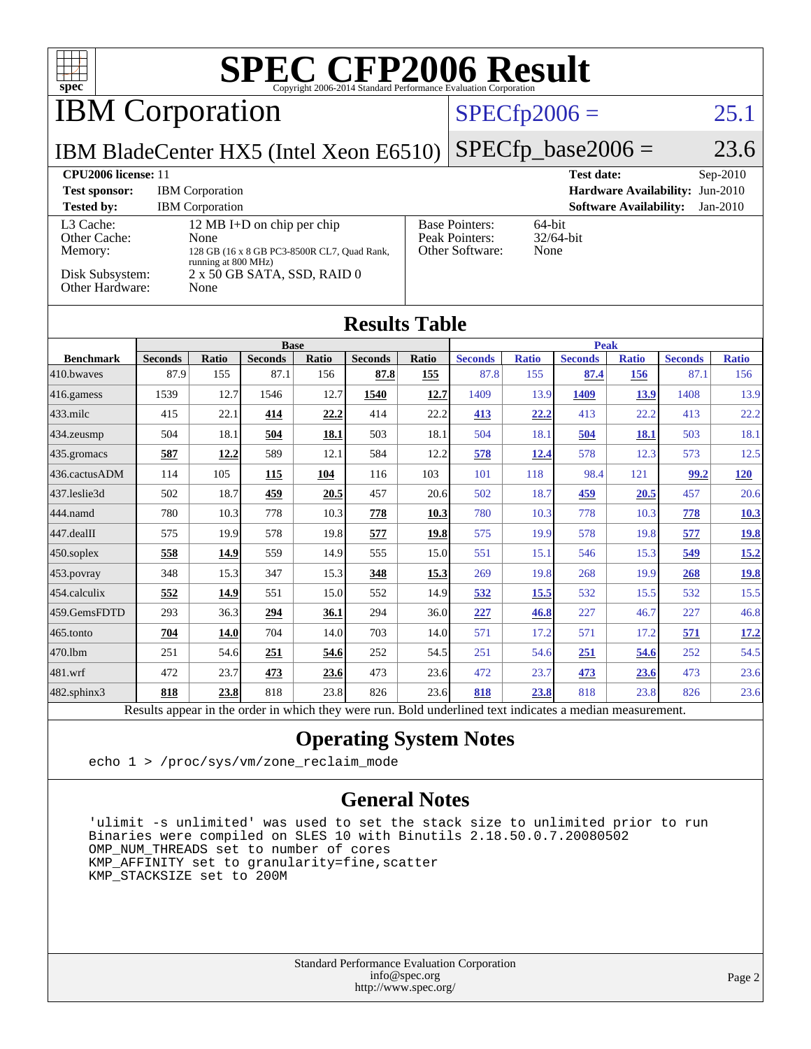# SPEC CFP2006 Result

Copyright 2006-2014 Standard Performance Evaluation Corporation

## IBM Corporation

**IBM BladeCenter HX5 (Intel Xeon E6510)**

SPECfp2006 = 25.1

SPECfp_base2006 = 23.6

| | | | |
|---|---|---|---|
| **CPU2006 license:** 11 | | **Test date:** | Sep-2010 |
| **Test sponsor:** | IBM Corporation | **Hardware Availability:** | Jun-2010 |
| **Tested by:** | IBM Corporation | **Software Availability:** | Jan-2010 |

| | | | |
|---|---|---|---|
| L3 Cache: | 12 MB I+D on chip per chip | Base Pointers: | 64-bit |
| Other Cache: | None | Peak Pointers: | 32/64-bit |
| Memory: | 128 GB (16 x 8 GB PC3-8500R CL7, Quad Rank, running at 800 MHz) | Other Software: | None |
| Disk Subsystem: | 2 x 50 GB SATA, SSD, RAID 0 | | |
| Other Hardware: | None | | |

## Results Table

| Benchmark | Base | | | | | | Peak | | | | | |
|---|---|---|---|---|---|---|---|---|---|---|---|---|
| | Seconds | Ratio | Seconds | Ratio | Seconds | Ratio | Seconds | Ratio | Seconds | Ratio | Seconds | Ratio |
| 410.bwaves | 87.9 | 155 | 87.1 | 156 | **87.8** | **155** | 87.8 | 155 | **87.4** | **156** | 87.1 | 156 |
| 416.gamess | 1539 | 12.7 | 1546 | 12.7 | **1540** | **12.7** | 1409 | 13.9 | **1409** | **13.9** | 1408 | 13.9 |
| 433.milc | 415 | 22.1 | **414** | **22.2** | 414 | 22.2 | **413** | **22.2** | 413 | 22.2 | 413 | 22.2 |
| 434.zeusmp | 504 | 18.1 | **504** | **18.1** | 503 | 18.1 | 504 | 18.1 | **504** | **18.1** | 503 | 18.1 |
| 435.gromacs | **587** | **12.2** | 589 | 12.1 | 584 | 12.2 | **578** | **12.4** | 578 | 12.3 | 573 | 12.5 |
| 436.cactusADM | 114 | 105 | **115** | **104** | 116 | 103 | 101 | 118 | 98.4 | 121 | **99.2** | **120** |
| 437.leslie3d | 502 | 18.7 | **459** | **20.5** | 457 | 20.6 | 502 | 18.7 | **459** | **20.5** | 457 | 20.6 |
| 444.namd | 780 | 10.3 | 778 | 10.3 | **778** | **10.3** | 780 | 10.3 | 778 | 10.3 | **778** | **10.3** |
| 447.dealII | 575 | 19.9 | 578 | 19.8 | **577** | **19.8** | 575 | 19.9 | 578 | 19.8 | **577** | **19.8** |
| 450.soplex | **558** | **14.9** | 559 | 14.9 | 555 | 15.0 | 551 | 15.1 | 546 | 15.3 | **549** | **15.2** |
| 453.povray | 348 | 15.3 | 347 | 15.3 | **348** | **15.3** | 269 | 19.8 | 268 | 19.9 | **268** | **19.8** |
| 454.calculix | **552** | **14.9** | 551 | 15.0 | 552 | 14.9 | **532** | **15.5** | 532 | 15.5 | 532 | 15.5 |
| 459.GemsFDTD | 293 | 36.3 | **294** | **36.1** | 294 | 36.0 | **227** | **46.8** | 227 | 46.7 | 227 | 46.8 |
| 465.tonto | **704** | **14.0** | 704 | 14.0 | 703 | 14.0 | 571 | 17.2 | 571 | 17.2 | **571** | **17.2** |
| 470.lbm | 251 | 54.6 | **251** | **54.6** | 252 | 54.5 | 251 | 54.6 | **251** | **54.6** | 252 | 54.5 |
| 481.wrf | 472 | 23.7 | **473** | **23.6** | 473 | 23.6 | 472 | 23.7 | **473** | **23.6** | 473 | 23.6 |
| 482.sphinx3 | **818** | **23.8** | 818 | 23.8 | 826 | 23.6 | **818** | **23.8** | 818 | 23.8 | 826 | 23.6 |

Results appear in the order in which they were run. Bold underlined text indicates a median measurement.

## Operating System Notes

```
echo 1 > /proc/sys/vm/zone_reclaim_mode
```

## General Notes

```
'ulimit -s unlimited' was used to set the stack size to unlimited prior to run
Binaries were compiled on SLES 10 with Binutils 2.18.50.0.7.20080502
OMP_NUM_THREADS set to number of cores
KMP_AFFINITY set to granularity=fine,scatter
KMP_STACKSIZE set to 200M
```

Standard Performance Evaluation Corporation
info@spec.org
http://www.spec.org/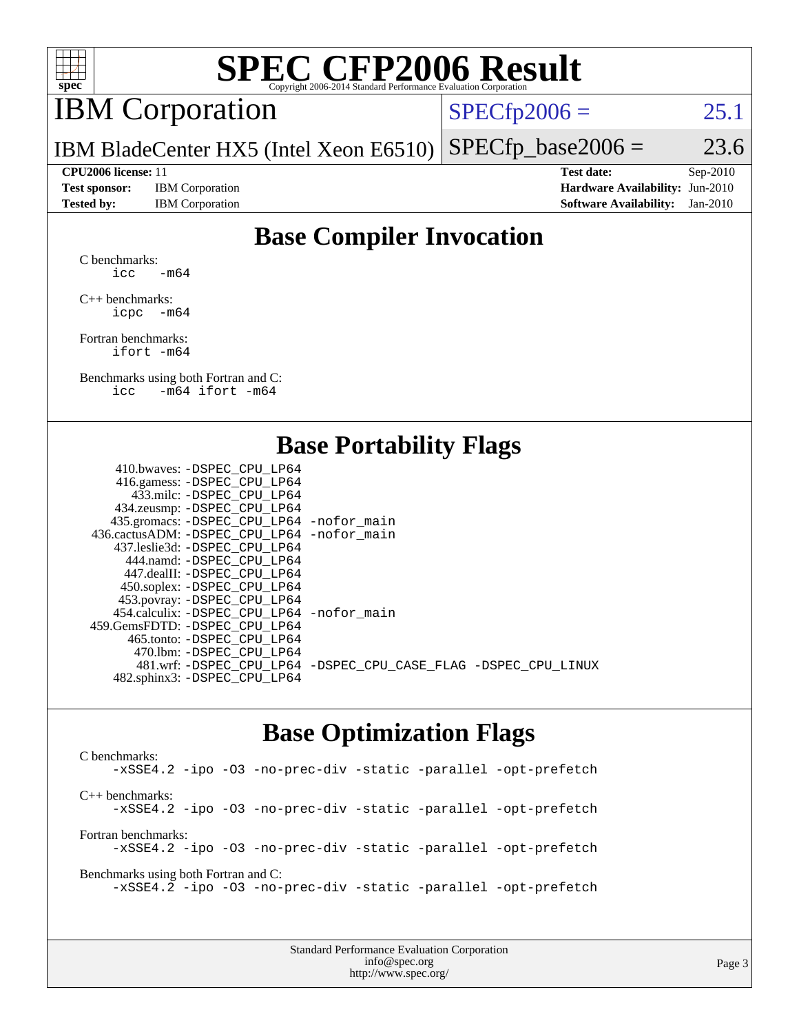# SPEC CFP2006 Result

Copyright 2006-2014 Standard Performance Evaluation Corporation

## IBM Corporation

**IBM BladeCenter HX5 (Intel Xeon E6510)**

SPECfp2006 = 25.1

SPECfp_base2006 = 23.6

| | | | |
|---|---|---|---|
| **CPU2006 license:** 11 | | **Test date:** | Sep-2010 |
| **Test sponsor:** | IBM Corporation | **Hardware Availability:** | Jun-2010 |
| **Tested by:** | IBM Corporation | **Software Availability:** | Jan-2010 |

## Base Compiler Invocation

C benchmarks:
```
icc  -m64
```

C++ benchmarks:
```
icpc  -m64
```

Fortran benchmarks:
```
ifort -m64
```

Benchmarks using both Fortran and C:
```
icc  -m64 ifort -m64
```

## Base Portability Flags

| Benchmark | Flags |
|---|---|
| 410.bwaves: | -DSPEC_CPU_LP64 |
| 416.gamess: | -DSPEC_CPU_LP64 |
| 433.milc: | -DSPEC_CPU_LP64 |
| 434.zeusmp: | -DSPEC_CPU_LP64 |
| 435.gromacs: | -DSPEC_CPU_LP64 -nofor_main |
| 436.cactusADM: | -DSPEC_CPU_LP64 -nofor_main |
| 437.leslie3d: | -DSPEC_CPU_LP64 |
| 444.namd: | -DSPEC_CPU_LP64 |
| 447.dealII: | -DSPEC_CPU_LP64 |
| 450.soplex: | -DSPEC_CPU_LP64 |
| 453.povray: | -DSPEC_CPU_LP64 |
| 454.calculix: | -DSPEC_CPU_LP64 -nofor_main |
| 459.GemsFDTD: | -DSPEC_CPU_LP64 |
| 465.tonto: | -DSPEC_CPU_LP64 |
| 470.lbm: | -DSPEC_CPU_LP64 |
| 481.wrf: | -DSPEC_CPU_LP64 -DSPEC_CPU_CASE_FLAG -DSPEC_CPU_LINUX |
| 482.sphinx3: | -DSPEC_CPU_LP64 |

## Base Optimization Flags

C benchmarks:
```
-xSSE4.2 -ipo -O3 -no-prec-div -static -parallel -opt-prefetch
```

C++ benchmarks:
```
-xSSE4.2 -ipo -O3 -no-prec-div -static -parallel -opt-prefetch
```

Fortran benchmarks:
```
-xSSE4.2 -ipo -O3 -no-prec-div -static -parallel -opt-prefetch
```

Benchmarks using both Fortran and C:
```
-xSSE4.2 -ipo -O3 -no-prec-div -static -parallel -opt-prefetch
```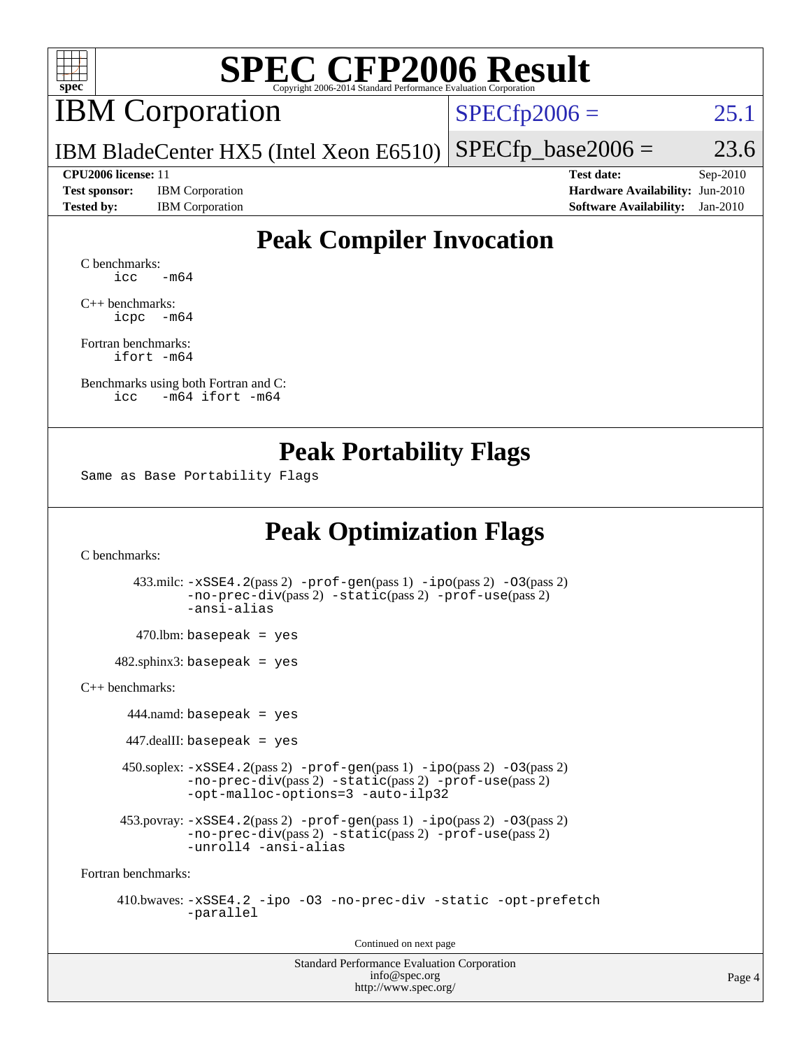# SPEC CFP2006 Result

Copyright 2006-2014 Standard Performance Evaluation Corporation

## IBM Corporation

IBM BladeCenter HX5 (Intel Xeon E6510)

SPECfp2006 = 25.1

SPECfp_base2006 = 23.6

| | | | |
|---|---|---|---|
| **CPU2006 license:** 11 | | **Test date:** | Sep-2010 |
| **Test sponsor:** | IBM Corporation | **Hardware Availability:** | Jun-2010 |
| **Tested by:** | IBM Corporation | **Software Availability:** | Jan-2010 |

## Peak Compiler Invocation

C benchmarks:
```
icc   -m64
```

C++ benchmarks:
```
icpc  -m64
```

Fortran benchmarks:
```
ifort -m64
```

Benchmarks using both Fortran and C:
```
icc   -m64 ifort -m64
```

## Peak Portability Flags

Same as Base Portability Flags

## Peak Optimization Flags

C benchmarks:

433.milc: -xSSE4.2(pass 2) -prof-gen(pass 1) -ipo(pass 2) -O3(pass 2) -no-prec-div(pass 2) -static(pass 2) -prof-use(pass 2) -ansi-alias

470.lbm: basepeak = yes

482.sphinx3: basepeak = yes

C++ benchmarks:

444.namd: basepeak = yes

447.dealII: basepeak = yes

450.soplex: -xSSE4.2(pass 2) -prof-gen(pass 1) -ipo(pass 2) -O3(pass 2) -no-prec-div(pass 2) -static(pass 2) -prof-use(pass 2) -opt-malloc-options=3 -auto-ilp32

453.povray: -xSSE4.2(pass 2) -prof-gen(pass 1) -ipo(pass 2) -O3(pass 2) -no-prec-div(pass 2) -static(pass 2) -prof-use(pass 2) -unroll4 -ansi-alias

Fortran benchmarks:

410.bwaves: -xSSE4.2 -ipo -O3 -no-prec-div -static -opt-prefetch -parallel

Continued on next page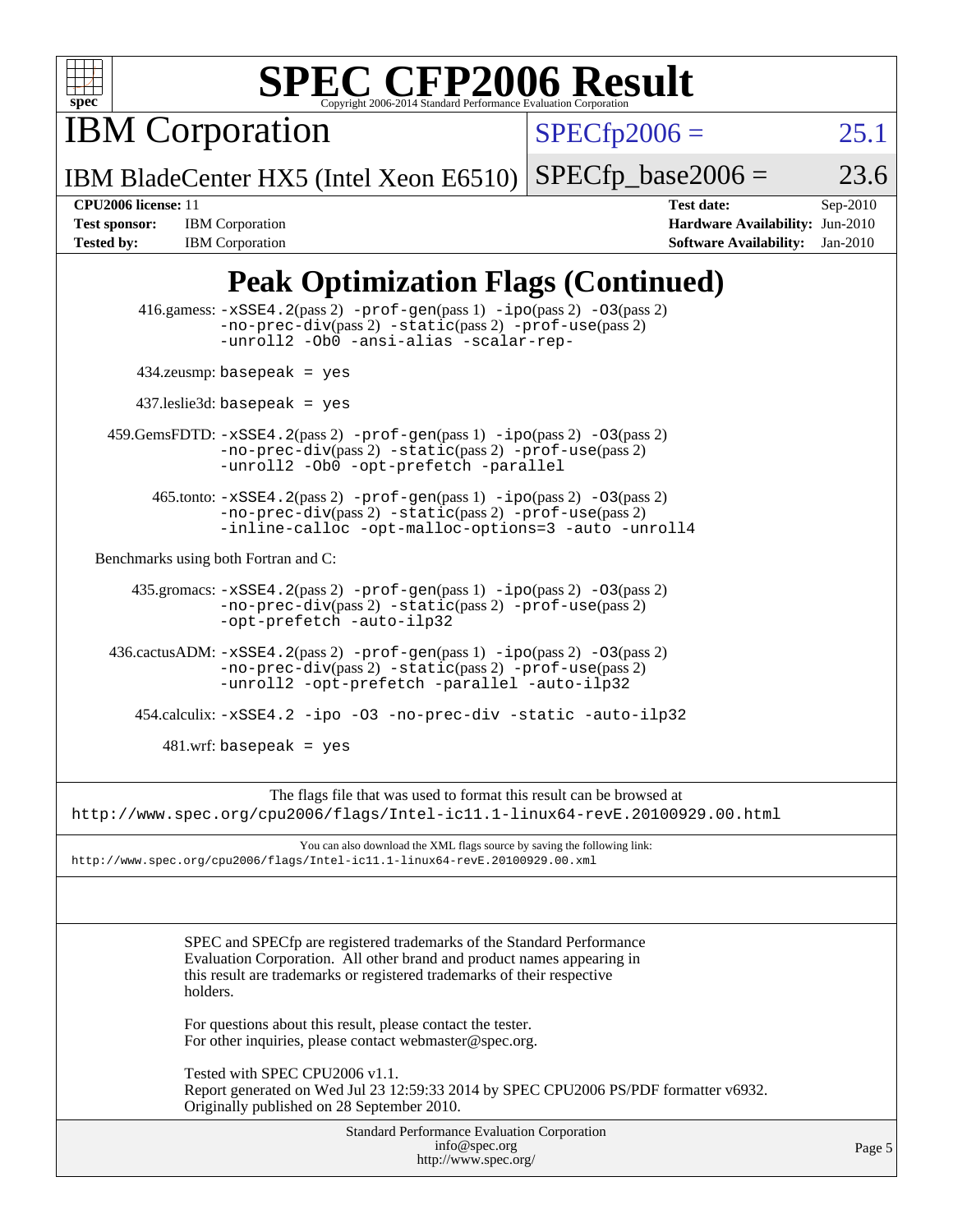# SPEC CFP2006 Result

Copyright 2006-2014 Standard Performance Evaluation Corporation

**IBM Corporation**

IBM BladeCenter HX5 (Intel Xeon E6510)

SPECfp2006 = 25.1

SPECfp_base2006 = 23.6

| | | | |
|---|---|---|---|
| **CPU2006 license:** 11 | | **Test date:** | Sep-2010 |
| **Test sponsor:** | IBM Corporation | **Hardware Availability:** | Jun-2010 |
| **Tested by:** | IBM Corporation | **Software Availability:** | Jan-2010 |

## Peak Optimization Flags (Continued)

416.gamess: -xSSE4.2(pass 2) -prof-gen(pass 1) -ipo(pass 2) -O3(pass 2) -no-prec-div(pass 2) -static(pass 2) -prof-use(pass 2) -unroll2 -Ob0 -ansi-alias -scalar-rep-

434.zeusmp: basepeak = yes

437.leslie3d: basepeak = yes

459.GemsFDTD: -xSSE4.2(pass 2) -prof-gen(pass 1) -ipo(pass 2) -O3(pass 2) -no-prec-div(pass 2) -static(pass 2) -prof-use(pass 2) -unroll2 -Ob0 -opt-prefetch -parallel

465.tonto: -xSSE4.2(pass 2) -prof-gen(pass 1) -ipo(pass 2) -O3(pass 2) -no-prec-div(pass 2) -static(pass 2) -prof-use(pass 2) -inline-calloc -opt-malloc-options=3 -auto -unroll4

Benchmarks using both Fortran and C:

435.gromacs: -xSSE4.2(pass 2) -prof-gen(pass 1) -ipo(pass 2) -O3(pass 2) -no-prec-div(pass 2) -static(pass 2) -prof-use(pass 2) -opt-prefetch -auto-ilp32

436.cactusADM: -xSSE4.2(pass 2) -prof-gen(pass 1) -ipo(pass 2) -O3(pass 2) -no-prec-div(pass 2) -static(pass 2) -prof-use(pass 2) -unroll2 -opt-prefetch -parallel -auto-ilp32

454.calculix: -xSSE4.2 -ipo -O3 -no-prec-div -static -auto-ilp32

481.wrf: basepeak = yes

The flags file that was used to format this result can be browsed at
http://www.spec.org/cpu2006/flags/Intel-ic11.1-linux64-revE.20100929.00.html

You can also download the XML flags source by saving the following link:
http://www.spec.org/cpu2006/flags/Intel-ic11.1-linux64-revE.20100929.00.xml

SPEC and SPECfp are registered trademarks of the Standard Performance Evaluation Corporation. All other brand and product names appearing in this result are trademarks or registered trademarks of their respective holders.

For questions about this result, please contact the tester.
For other inquiries, please contact webmaster@spec.org.

Tested with SPEC CPU2006 v1.1.
Report generated on Wed Jul 23 12:59:33 2014 by SPEC CPU2006 PS/PDF formatter v6932.
Originally published on 28 September 2010.

Standard Performance Evaluation Corporation
info@spec.org
http://www.spec.org/